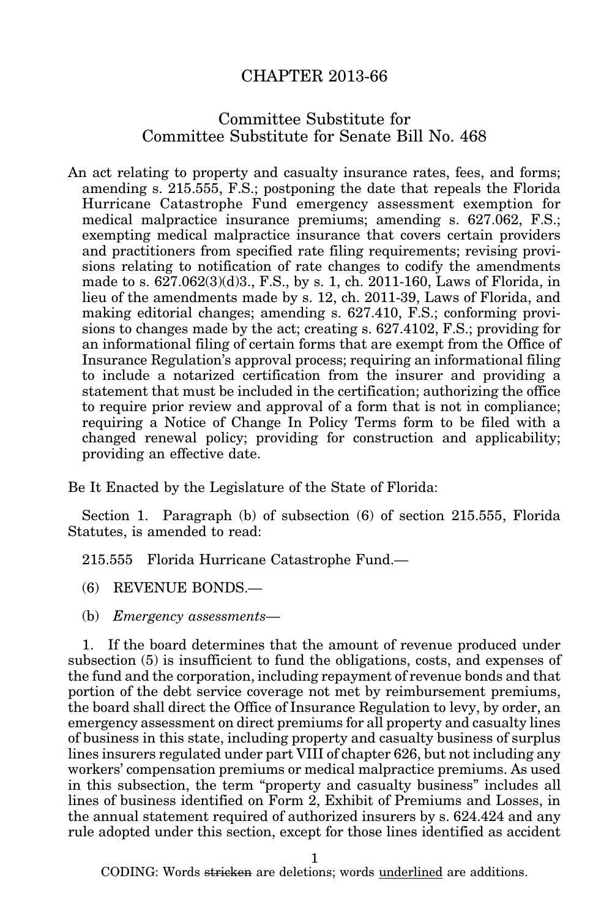# CHAPTER 2013-66

## Committee Substitute for Committee Substitute for Senate Bill No. 468

An act relating to property and casualty insurance rates, fees, and forms; amending s. 215.555, F.S.; postponing the date that repeals the Florida Hurricane Catastrophe Fund emergency assessment exemption for medical malpractice insurance premiums; amending s. 627.062, F.S.; exempting medical malpractice insurance that covers certain providers and practitioners from specified rate filing requirements; revising provisions relating to notification of rate changes to codify the amendments made to s. 627.062(3)(d)3., F.S., by s. 1, ch. 2011-160, Laws of Florida, in lieu of the amendments made by s. 12, ch. 2011-39, Laws of Florida, and making editorial changes; amending s. 627.410, F.S.; conforming provisions to changes made by the act; creating s. 627.4102, F.S.; providing for an informational filing of certain forms that are exempt from the Office of Insurance Regulation's approval process; requiring an informational filing to include a notarized certification from the insurer and providing a statement that must be included in the certification; authorizing the office to require prior review and approval of a form that is not in compliance; requiring a Notice of Change In Policy Terms form to be filed with a changed renewal policy; providing for construction and applicability; providing an effective date.

Be It Enacted by the Legislature of the State of Florida:

Section 1. Paragraph (b) of subsection (6) of section 215.555, Florida Statutes, is amended to read:

215.555 Florida Hurricane Catastrophe Fund.—

(6) REVENUE BONDS.—

(b) *Emergency assessments*—

1. If the board determines that the amount of revenue produced under subsection (5) is insufficient to fund the obligations, costs, and expenses of the fund and the corporation, including repayment of revenue bonds and that portion of the debt service coverage not met by reimbursement premiums, the board shall direct the Office of Insurance Regulation to levy, by order, an emergency assessment on direct premiums for all property and casualty lines of business in this state, including property and casualty business of surplus lines insurers regulated under part VIII of chapter 626, but not including any workers' compensation premiums or medical malpractice premiums. As used in this subsection, the term "property and casualty business" includes all lines of business identified on Form 2, Exhibit of Premiums and Losses, in the annual statement required of authorized insurers by s. 624.424 and any rule adopted under this section, except for those lines identified as accident

CODING: Words ~~stricken~~ are deletions; words underlined are additions.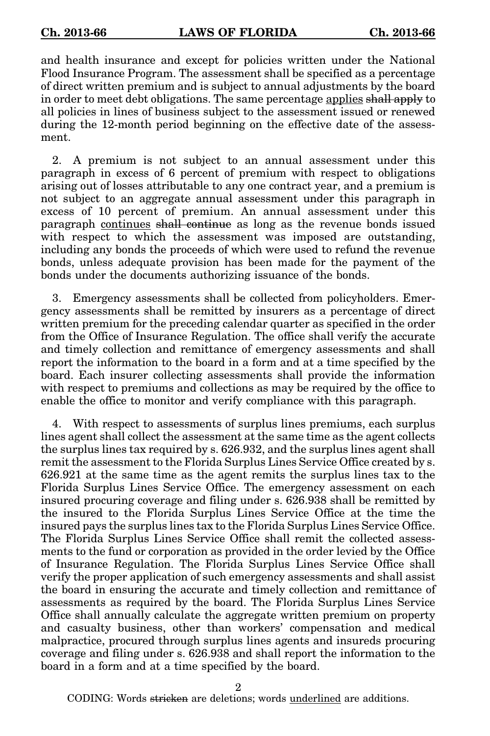and health insurance and except for policies written under the National Flood Insurance Program. The assessment shall be specified as a percentage of direct written premium and is subject to annual adjustments by the board in order to meet debt obligations. The same percentage <u>applies</u> ~~shall apply~~ to all policies in lines of business subject to the assessment issued or renewed during the 12-month period beginning on the effective date of the assessment.

2. A premium is not subject to an annual assessment under this paragraph in excess of 6 percent of premium with respect to obligations arising out of losses attributable to any one contract year, and a premium is not subject to an aggregate annual assessment under this paragraph in excess of 10 percent of premium. An annual assessment under this paragraph <u>continues</u> ~~shall continue~~ as long as the revenue bonds issued with respect to which the assessment was imposed are outstanding, including any bonds the proceeds of which were used to refund the revenue bonds, unless adequate provision has been made for the payment of the bonds under the documents authorizing issuance of the bonds.

3. Emergency assessments shall be collected from policyholders. Emergency assessments shall be remitted by insurers as a percentage of direct written premium for the preceding calendar quarter as specified in the order from the Office of Insurance Regulation. The office shall verify the accurate and timely collection and remittance of emergency assessments and shall report the information to the board in a form and at a time specified by the board. Each insurer collecting assessments shall provide the information with respect to premiums and collections as may be required by the office to enable the office to monitor and verify compliance with this paragraph.

4. With respect to assessments of surplus lines premiums, each surplus lines agent shall collect the assessment at the same time as the agent collects the surplus lines tax required by s. 626.932, and the surplus lines agent shall remit the assessment to the Florida Surplus Lines Service Office created by s. 626.921 at the same time as the agent remits the surplus lines tax to the Florida Surplus Lines Service Office. The emergency assessment on each insured procuring coverage and filing under s. 626.938 shall be remitted by the insured to the Florida Surplus Lines Service Office at the time the insured pays the surplus lines tax to the Florida Surplus Lines Service Office. The Florida Surplus Lines Service Office shall remit the collected assessments to the fund or corporation as provided in the order levied by the Office of Insurance Regulation. The Florida Surplus Lines Service Office shall verify the proper application of such emergency assessments and shall assist the board in ensuring the accurate and timely collection and remittance of assessments as required by the board. The Florida Surplus Lines Service Office shall annually calculate the aggregate written premium on property and casualty business, other than workers' compensation and medical malpractice, procured through surplus lines agents and insureds procuring coverage and filing under s. 626.938 and shall report the information to the board in a form and at a time specified by the board.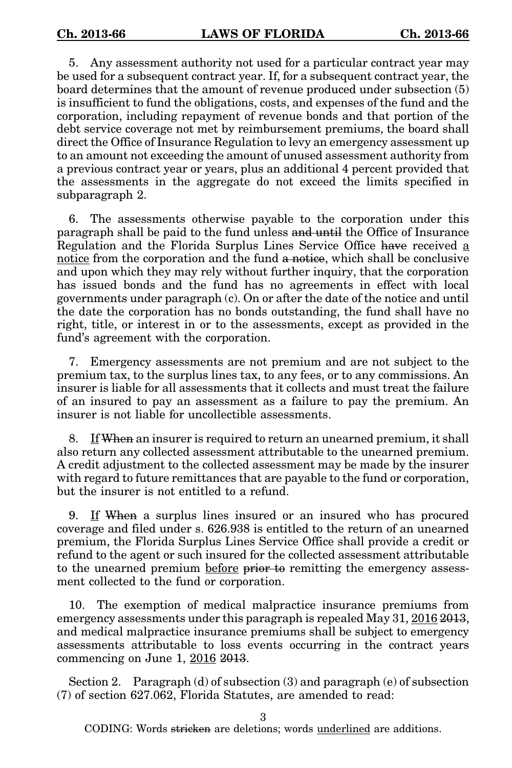5. Any assessment authority not used for a particular contract year may be used for a subsequent contract year. If, for a subsequent contract year, the board determines that the amount of revenue produced under subsection (5) is insufficient to fund the obligations, costs, and expenses of the fund and the corporation, including repayment of revenue bonds and that portion of the debt service coverage not met by reimbursement premiums, the board shall direct the Office of Insurance Regulation to levy an emergency assessment up to an amount not exceeding the amount of unused assessment authority from a previous contract year or years, plus an additional 4 percent provided that the assessments in the aggregate do not exceed the limits specified in subparagraph 2.

6. The assessments otherwise payable to the corporation under this paragraph shall be paid to the fund unless ~~and until~~ the Office of Insurance Regulation and the Florida Surplus Lines Service Office ~~have~~ received <u>a notice</u> from the corporation and the fund ~~a notice~~, which shall be conclusive and upon which they may rely without further inquiry, that the corporation has issued bonds and the fund has no agreements in effect with local governments under paragraph (c). On or after the date of the notice and until the date the corporation has no bonds outstanding, the fund shall have no right, title, or interest in or to the assessments, except as provided in the fund's agreement with the corporation.

7. Emergency assessments are not premium and are not subject to the premium tax, to the surplus lines tax, to any fees, or to any commissions. An insurer is liable for all assessments that it collects and must treat the failure of an insured to pay an assessment as a failure to pay the premium. An insurer is not liable for uncollectible assessments.

8. <u>If</u> ~~When~~ an insurer is required to return an unearned premium, it shall also return any collected assessment attributable to the unearned premium. A credit adjustment to the collected assessment may be made by the insurer with regard to future remittances that are payable to the fund or corporation, but the insurer is not entitled to a refund.

9. <u>If</u> ~~When~~ a surplus lines insured or an insured who has procured coverage and filed under s. 626.938 is entitled to the return of an unearned premium, the Florida Surplus Lines Service Office shall provide a credit or refund to the agent or such insured for the collected assessment attributable to the unearned premium <u>before</u> ~~prior to~~ remitting the emergency assessment collected to the fund or corporation.

10. The exemption of medical malpractice insurance premiums from emergency assessments under this paragraph is repealed May 31, <u>2016</u> ~~2013~~, and medical malpractice insurance premiums shall be subject to emergency assessments attributable to loss events occurring in the contract years commencing on June 1, <u>2016</u> ~~2013~~.

Section 2. Paragraph (d) of subsection (3) and paragraph (e) of subsection (7) of section 627.062, Florida Statutes, are amended to read: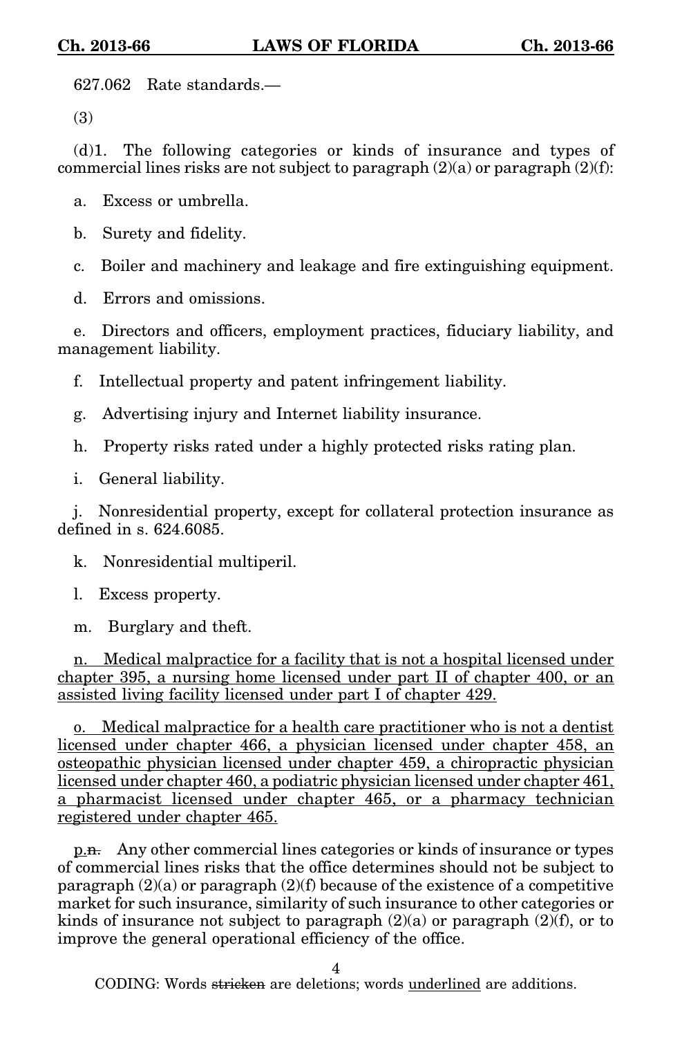627.062 Rate standards.—

(3)

(d)1. The following categories or kinds of insurance and types of commercial lines risks are not subject to paragraph (2)(a) or paragraph (2)(f):

a. Excess or umbrella.

b. Surety and fidelity.

c. Boiler and machinery and leakage and fire extinguishing equipment.

d. Errors and omissions.

e. Directors and officers, employment practices, fiduciary liability, and management liability.

f. Intellectual property and patent infringement liability.

g. Advertising injury and Internet liability insurance.

h. Property risks rated under a highly protected risks rating plan.

i. General liability.

j. Nonresidential property, except for collateral protection insurance as defined in s. 624.6085.

k. Nonresidential multiperil.

l. Excess property.

m. Burglary and theft.

<u>n. Medical malpractice for a facility that is not a hospital licensed under chapter 395, a nursing home licensed under part II of chapter 400, or an assisted living facility licensed under part I of chapter 429.</u>

<u>o. Medical malpractice for a health care practitioner who is not a dentist licensed under chapter 466, a physician licensed under chapter 458, an osteopathic physician licensed under chapter 459, a chiropractic physician licensed under chapter 460, a podiatric physician licensed under chapter 461, a pharmacist licensed under chapter 465, or a pharmacy technician registered under chapter 465.</u>

<u>p.</u>~~n.~~ Any other commercial lines categories or kinds of insurance or types of commercial lines risks that the office determines should not be subject to paragraph (2)(a) or paragraph (2)(f) because of the existence of a competitive market for such insurance, similarity of such insurance to other categories or kinds of insurance not subject to paragraph (2)(a) or paragraph (2)(f), or to improve the general operational efficiency of the office.

CODING: Words ~~stricken~~ are deletions; words <u>underlined</u> are additions.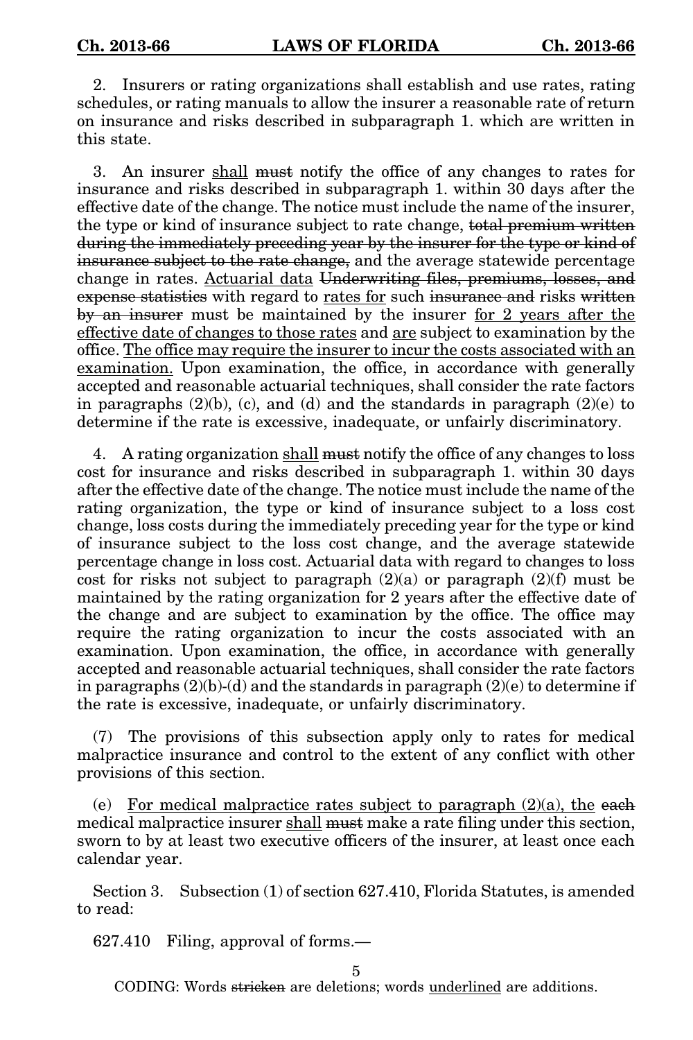2. Insurers or rating organizations shall establish and use rates, rating schedules, or rating manuals to allow the insurer a reasonable rate of return on insurance and risks described in subparagraph 1. which are written in this state.

3. An insurer <u>shall</u> ~~must~~ notify the office of any changes to rates for insurance and risks described in subparagraph 1. within 30 days after the effective date of the change. The notice must include the name of the insurer, the type or kind of insurance subject to rate change, ~~total premium written during the immediately preceding year by the insurer for the type or kind of insurance subject to the rate change,~~ and the average statewide percentage change in rates. <u>Actuarial data</u> ~~Underwriting files, premiums, losses, and expense statistics~~ with regard to <u>rates for</u> such ~~insurance and~~ risks ~~written by an insurer~~ must be maintained by the insurer <u>for 2 years after the effective date of changes to those rates</u> and <u>are</u> subject to examination by the office. <u>The office may require the insurer to incur the costs associated with an examination.</u> Upon examination, the office, in accordance with generally accepted and reasonable actuarial techniques, shall consider the rate factors in paragraphs (2)(b), (c), and (d) and the standards in paragraph (2)(e) to determine if the rate is excessive, inadequate, or unfairly discriminatory.

4. A rating organization <u>shall</u> ~~must~~ notify the office of any changes to loss cost for insurance and risks described in subparagraph 1. within 30 days after the effective date of the change. The notice must include the name of the rating organization, the type or kind of insurance subject to a loss cost change, loss costs during the immediately preceding year for the type or kind of insurance subject to the loss cost change, and the average statewide percentage change in loss cost. Actuarial data with regard to changes to loss cost for risks not subject to paragraph (2)(a) or paragraph (2)(f) must be maintained by the rating organization for 2 years after the effective date of the change and are subject to examination by the office. The office may require the rating organization to incur the costs associated with an examination. Upon examination, the office, in accordance with generally accepted and reasonable actuarial techniques, shall consider the rate factors in paragraphs (2)(b)-(d) and the standards in paragraph (2)(e) to determine if the rate is excessive, inadequate, or unfairly discriminatory.

(7) The provisions of this subsection apply only to rates for medical malpractice insurance and control to the extent of any conflict with other provisions of this section.

(e) <u>For medical malpractice rates subject to paragraph (2)(a), the</u> ~~each~~ medical malpractice insurer <u>shall</u> ~~must~~ make a rate filing under this section, sworn to by at least two executive officers of the insurer, at least once each calendar year.

Section 3. Subsection (1) of section 627.410, Florida Statutes, is amended to read:

627.410 Filing, approval of forms.—

CODING: Words ~~stricken~~ are deletions; words <u>underlined</u> are additions.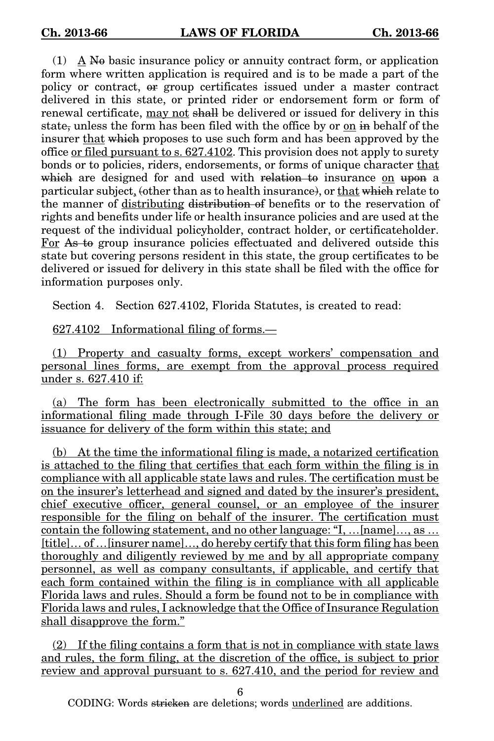(1) <u>A</u> ~~No~~ basic insurance policy or annuity contract form, or application form where written application is required and is to be made a part of the policy or contract, ~~or~~ group certificates issued under a master contract delivered in this state, or printed rider or endorsement form or form of renewal certificate, <u>may not</u> ~~shall~~ be delivered or issued for delivery in this state~~,~~ unless the form has been filed with the office by or <u>on</u> ~~in~~ behalf of the insurer <u>that</u> ~~which~~ proposes to use such form and has been approved by the office <u>or filed pursuant to s. 627.4102</u>. This provision does not apply to surety bonds or to policies, riders, endorsements, or forms of unique character <u>that</u> ~~which~~ are designed for and used with ~~relation to~~ insurance <u>on</u> ~~upon~~ a particular subject<u>,</u> ~~(~~other than as to health insurance~~)~~, or <u>that</u> ~~which~~ relate to the manner of <u>distributing</u> ~~distribution of~~ benefits or to the reservation of rights and benefits under life or health insurance policies and are used at the request of the individual policyholder, contract holder, or certificateholder. <u>For</u> ~~As to~~ group insurance policies effectuated and delivered outside this state but covering persons resident in this state, the group certificates to be delivered or issued for delivery in this state shall be filed with the office for information purposes only.

Section 4. Section 627.4102, Florida Statutes, is created to read:

<u>627.4102 Informational filing of forms.—</u>

<u>(1) Property and casualty forms, except workers' compensation and personal lines forms, are exempt from the approval process required under s. 627.410 if:</u>

<u>(a) The form has been electronically submitted to the office in an informational filing made through I-File 30 days before the delivery or issuance for delivery of the form within this state; and</u>

<u>(b) At the time the informational filing is made, a notarized certification is attached to the filing that certifies that each form within the filing is in compliance with all applicable state laws and rules. The certification must be on the insurer's letterhead and signed and dated by the insurer's president, chief executive officer, general counsel, or an employee of the insurer responsible for the filing on behalf of the insurer. The certification must contain the following statement, and no other language: "I, …[name]…, as …[title]… of …[insurer name]…, do hereby certify that this form filing has been thoroughly and diligently reviewed by me and by all appropriate company personnel, as well as company consultants, if applicable, and certify that each form contained within the filing is in compliance with all applicable Florida laws and rules. Should a form be found not to be in compliance with Florida laws and rules, I acknowledge that the Office of Insurance Regulation shall disapprove the form."</u>

<u>(2) If the filing contains a form that is not in compliance with state laws and rules, the form filing, at the discretion of the office, is subject to prior review and approval pursuant to s. 627.410, and the period for review and</u>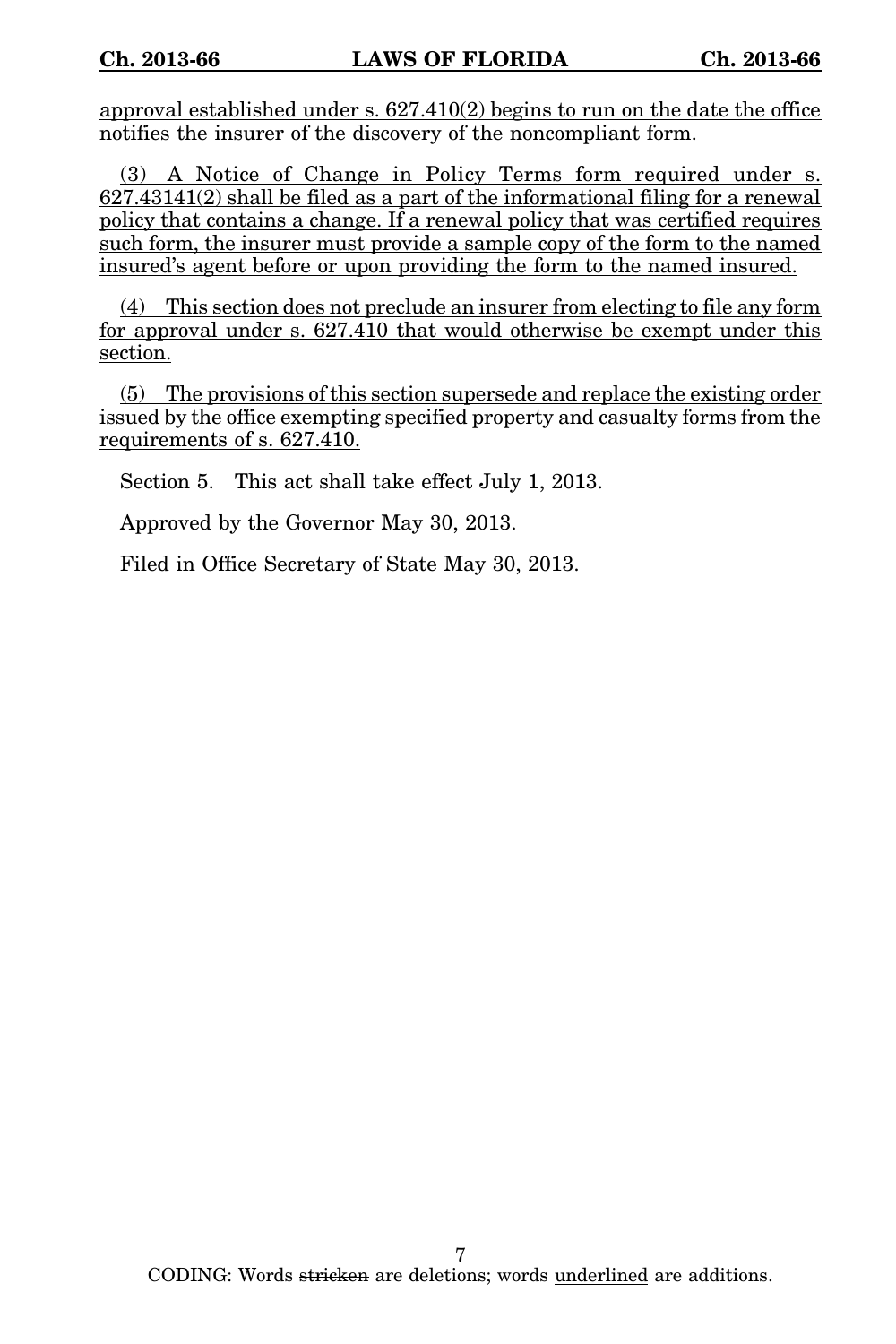<u>approval established under s. 627.410(2) begins to run on the date the office notifies the insurer of the discovery of the noncompliant form.</u>

<u>(3) A Notice of Change in Policy Terms form required under s. 627.43141(2) shall be filed as a part of the informational filing for a renewal policy that contains a change. If a renewal policy that was certified requires such form, the insurer must provide a sample copy of the form to the named insured's agent before or upon providing the form to the named insured.</u>

<u>(4) This section does not preclude an insurer from electing to file any form for approval under s. 627.410 that would otherwise be exempt under this section.</u>

<u>(5) The provisions of this section supersede and replace the existing order issued by the office exempting specified property and casualty forms from the requirements of s. 627.410.</u>

Section 5. This act shall take effect July 1, 2013.

Approved by the Governor May 30, 2013.

Filed in Office Secretary of State May 30, 2013.